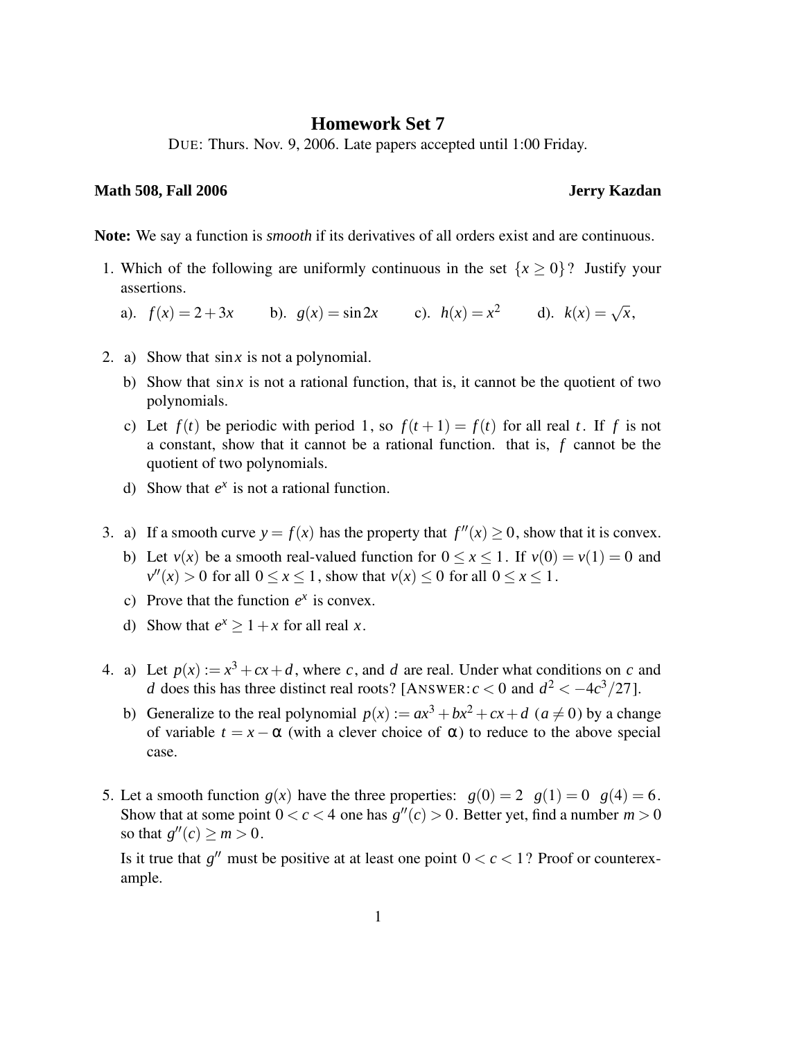# Homework Set 7

DUE: Thurs. Nov. 9, 2006. Late papers accepted until 1:00 Friday.

**Math 508, Fall 2006** **Jerry Kazdan**

**Note:** We say a function is *smooth* if its derivatives of all orders exist and are continuous.

1. Which of the following are uniformly continuous in the set $\{x \geq 0\}$? Justify your assertions.

   a). $f(x) = 2 + 3x$  b). $g(x) = \sin 2x$  c). $h(x) = x^2$  d). $k(x) = \sqrt{x}$,

2. a) Show that $\sin x$ is not a polynomial.

   b) Show that $\sin x$ is not a rational function, that is, it cannot be the quotient of two polynomials.

   c) Let $f(t)$ be periodic with period 1, so $f(t+1) = f(t)$ for all real $t$. If $f$ is not a constant, show that it cannot be a rational function. that is, $f$ cannot be the quotient of two polynomials.

   d) Show that $e^x$ is not a rational function.

3. a) If a smooth curve $y = f(x)$ has the property that $f''(x) \geq 0$, show that it is convex.

   b) Let $v(x)$ be a smooth real-valued function for $0 \leq x \leq 1$. If $v(0) = v(1) = 0$ and $v''(x) > 0$ for all $0 \leq x \leq 1$, show that $v(x) \leq 0$ for all $0 \leq x \leq 1$.

   c) Prove that the function $e^x$ is convex.

   d) Show that $e^x \geq 1 + x$ for all real $x$.

4. a) Let $p(x) := x^3 + cx + d$, where $c$, and $d$ are real. Under what conditions on $c$ and $d$ does this has three distinct real roots? [ANSWER: $c < 0$ and $d^2 < -4c^3/27$].

   b) Generalize to the real polynomial $p(x) := ax^3 + bx^2 + cx + d$ $(a \neq 0)$ by a change of variable $t = x - \alpha$ (with a clever choice of $\alpha$) to reduce to the above special case.

5. Let a smooth function $g(x)$ have the three properties: $g(0) = 2$ $g(1) = 0$ $g(4) = 6$. Show that at some point $0 < c < 4$ one has $g''(c) > 0$. Better yet, find a number $m > 0$ so that $g''(c) \geq m > 0$.

   Is it true that $g''$ must be positive at at least one point $0 < c < 1$? Proof or counterexample.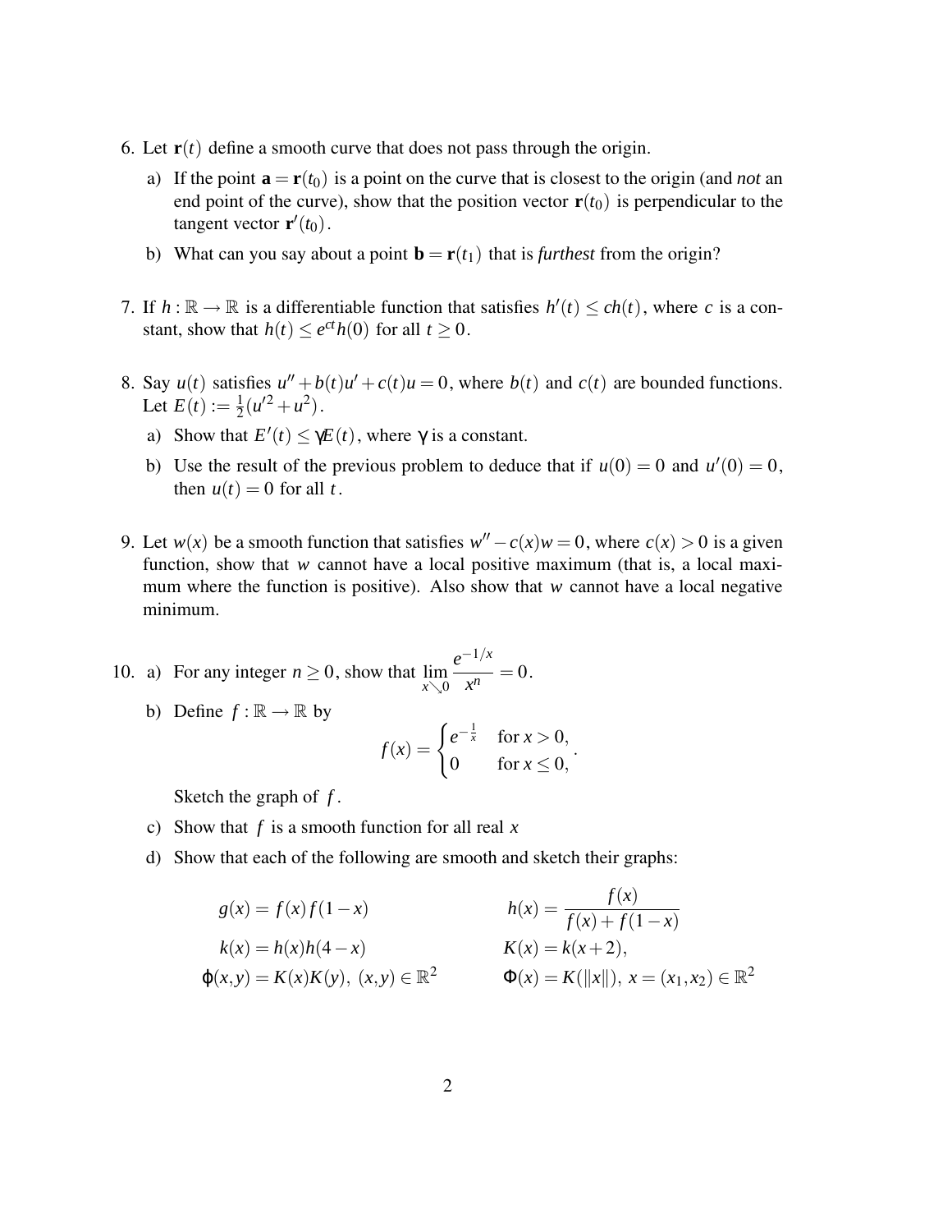6. Let $\mathbf{r}(t)$ define a smooth curve that does not pass through the origin.

   a) If the point $\mathbf{a} = \mathbf{r}(t_0)$ is a point on the curve that is closest to the origin (and *not* an end point of the curve), show that the position vector $\mathbf{r}(t_0)$ is perpendicular to the tangent vector $\mathbf{r}'(t_0)$.

   b) What can you say about a point $\mathbf{b} = \mathbf{r}(t_1)$ that is *furthest* from the origin?

7. If $h : \mathbb{R} \to \mathbb{R}$ is a differentiable function that satisfies $h'(t) \leq ch(t)$, where $c$ is a constant, show that $h(t) \leq e^{ct}h(0)$ for all $t \geq 0$.

8. Say $u(t)$ satisfies $u'' + b(t)u' + c(t)u = 0$, where $b(t)$ and $c(t)$ are bounded functions. Let $E(t) := \frac{1}{2}(u'^2 + u^2)$.

   a) Show that $E'(t) \leq \gamma E(t)$, where $\gamma$ is a constant.

   b) Use the result of the previous problem to deduce that if $u(0) = 0$ and $u'(0) = 0$, then $u(t) = 0$ for all $t$.

9. Let $w(x)$ be a smooth function that satisfies $w'' - c(x)w = 0$, where $c(x) > 0$ is a given function, show that $w$ cannot have a local positive maximum (that is, a local maximum where the function is positive). Also show that $w$ cannot have a local negative minimum.

10. a) For any integer $n \geq 0$, show that $\lim_{x \searrow 0} \dfrac{e^{-1/x}}{x^n} = 0$.

    b) Define $f : \mathbb{R} \to \mathbb{R}$ by
    $$f(x) = \begin{cases} e^{-\frac{1}{x}} & \text{for } x > 0, \\ 0 & \text{for } x \leq 0, \end{cases}.$$
    Sketch the graph of $f$.

    c) Show that $f$ is a smooth function for all real $x$

    d) Show that each of the following are smooth and sketch their graphs:
    $$g(x) = f(x)f(1-x) \qquad\qquad h(x) = \frac{f(x)}{f(x) + f(1-x)}$$
    $$k(x) = h(x)h(4-x) \qquad\qquad K(x) = k(x+2),$$
    $$\varphi(x,y) = K(x)K(y),\ (x,y) \in \mathbb{R}^2 \qquad\qquad \Phi(x) = K(\|x\|),\ x = (x_1, x_2) \in \mathbb{R}^2$$